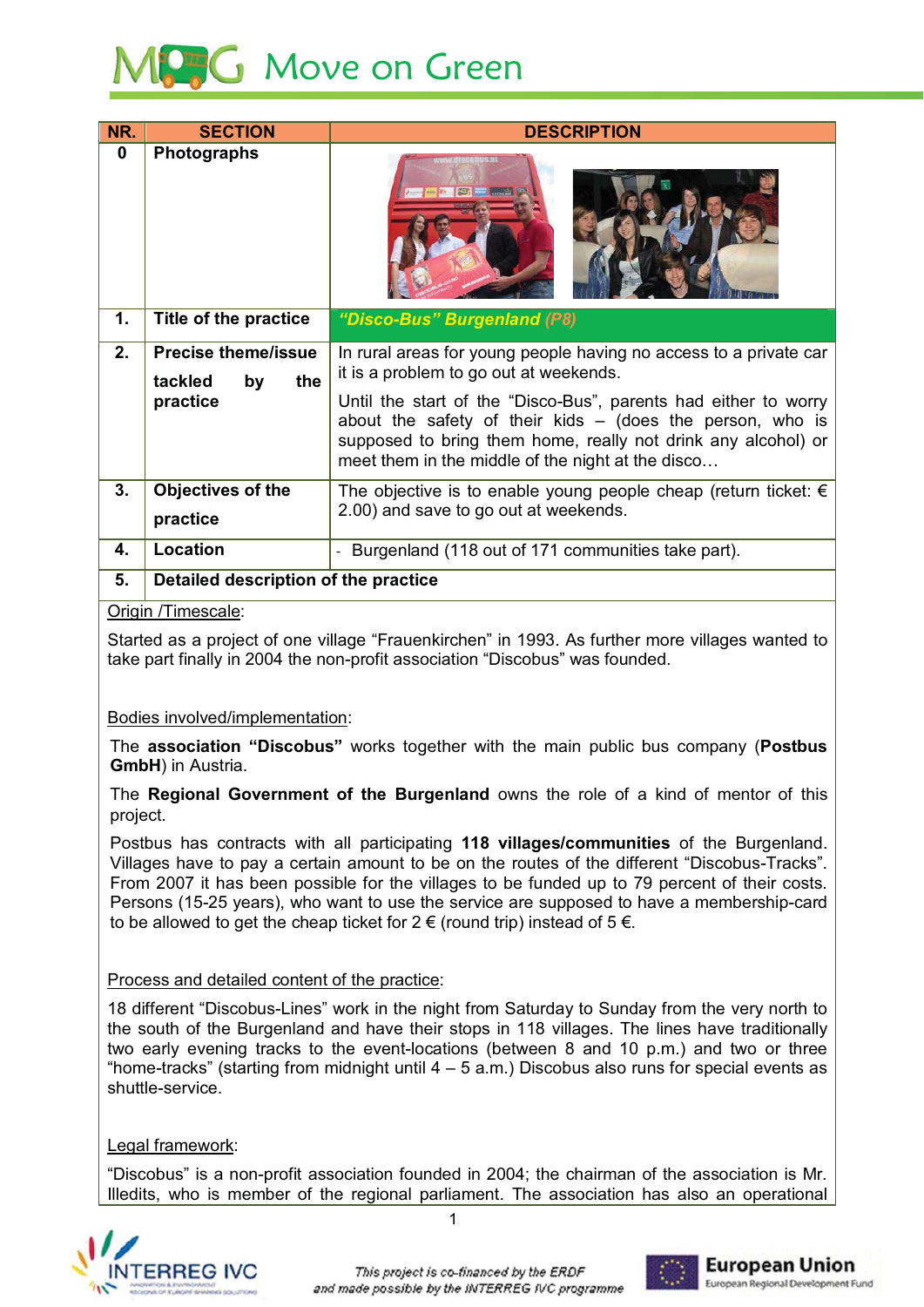# Move on Green

| NR. | SECTION | DESCRIPTION |
|---|---|---|
| 0 | Photographs | |
| 1. | Title of the practice | ***"Disco-Bus" Burgenland (P8)*** |
| 2. | Precise theme/issue tackled by the practice | In rural areas for young people having no access to a private car it is a problem to go out at weekends.<br>Until the start of the "Disco-Bus", parents had either to worry about the safety of their kids – (does the person, who is supposed to bring them home, really not drink any alcohol) or meet them in the middle of the night at the disco… |
| 3. | Objectives of the practice | The objective is to enable young people cheap (return ticket: € 2.00) and save to go out at weekends. |
| 4. | Location | - Burgenland (118 out of 171 communities take part). |
| 5. | Detailed description of the practice | |

Origin /Timescale:

Started as a project of one village "Frauenkirchen" in 1993. As further more villages wanted to take part finally in 2004 the non-profit association "Discobus" was founded.

Bodies involved/implementation:

The **association "Discobus"** works together with the main public bus company (**Postbus GmbH**) in Austria.

The **Regional Government of the Burgenland** owns the role of a kind of mentor of this project.

Postbus has contracts with all participating **118 villages/communities** of the Burgenland. Villages have to pay a certain amount to be on the routes of the different "Discobus-Tracks". From 2007 it has been possible for the villages to be funded up to 79 percent of their costs. Persons (15-25 years), who want to use the service are supposed to have a membership-card to be allowed to get the cheap ticket for 2 € (round trip) instead of 5 €.

Process and detailed content of the practice:

18 different "Discobus-Lines" work in the night from Saturday to Sunday from the very north to the south of the Burgenland and have their stops in 118 villages. The lines have traditionally two early evening tracks to the event-locations (between 8 and 10 p.m.) and two or three "home-tracks" (starting from midnight until 4 – 5 a.m.) Discobus also runs for special events as shuttle-service.

Legal framework:

"Discobus" is a non-profit association founded in 2004; the chairman of the association is Mr. Illedits, who is member of the regional parliament. The association has also an operational

This project is co-financed by the ERDF and made possible by the INTERREG IVC programme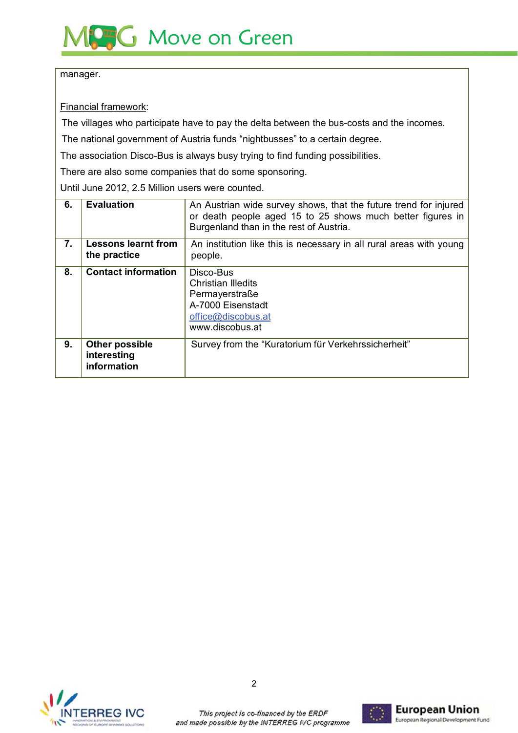manager.

Financial framework:

The villages who participate have to pay the delta between the bus-costs and the incomes.

The national government of Austria funds “nightbusses” to a certain degree.

The association Disco-Bus is always busy trying to find funding possibilities.

There are also some companies that do some sponsoring.

Until June 2012, 2.5 Million users were counted.

| | | |
|---|---|---|
| **6.** | **Evaluation** | An Austrian wide survey shows, that the future trend for injured or death people aged 15 to 25 shows much better figures in Burgenland than in the rest of Austria. |
| **7.** | **Lessons learnt from the practice** | An institution like this is necessary in all rural areas with young people. |
| **8.** | **Contact information** | Disco-Bus<br>Christian Illedits<br>Permayerstraße<br>A-7000 Eisenstadt<br>office@discobus.at<br>www.discobus.at |
| **9.** | **Other possible interesting information** | Survey from the “Kuratorium für Verkehrssicherheit” |